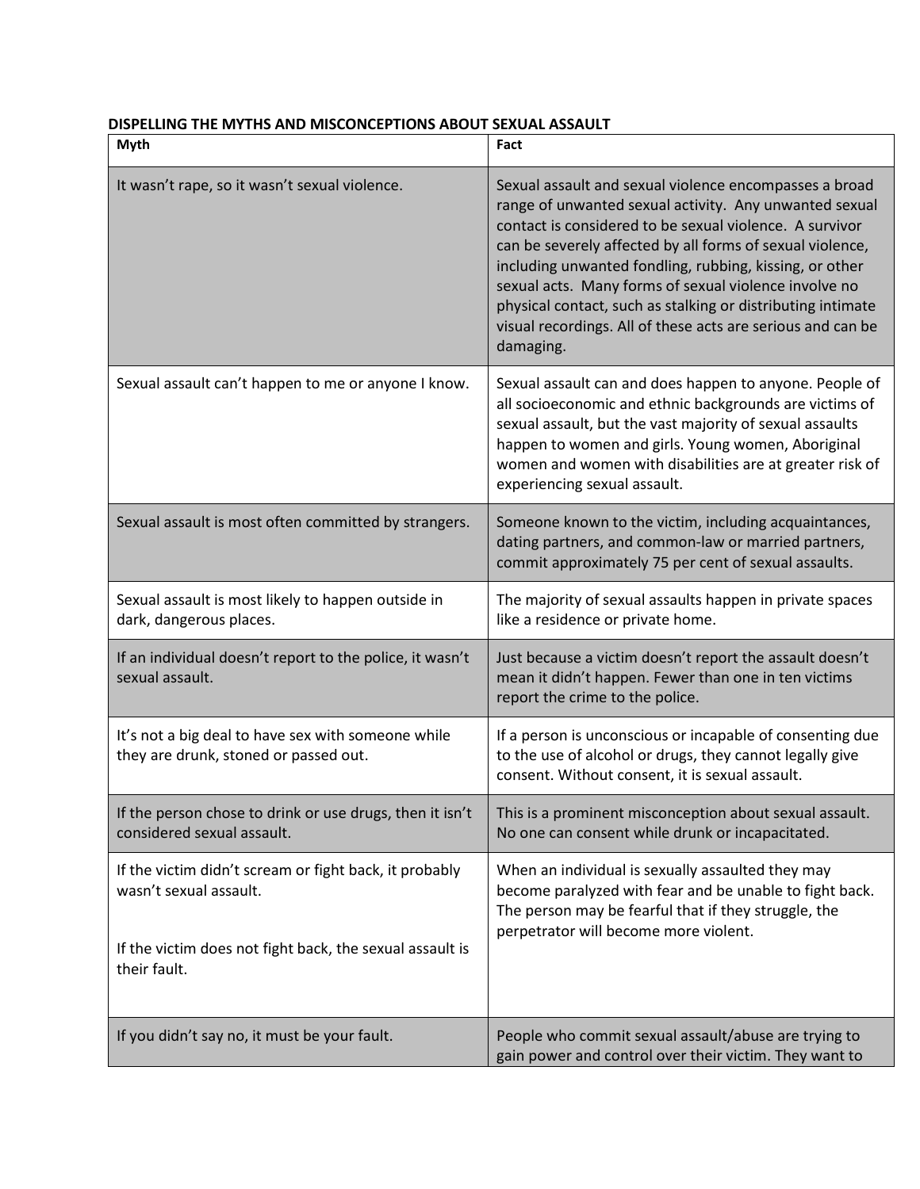**DISPELLING THE MYTHS AND MISCONCEPTIONS ABOUT SEXUAL ASSAULT**

| Myth | Fact |
|---|---|
| It wasn't rape, so it wasn't sexual violence. | Sexual assault and sexual violence encompasses a broad range of unwanted sexual activity. Any unwanted sexual contact is considered to be sexual violence. A survivor can be severely affected by all forms of sexual violence, including unwanted fondling, rubbing, kissing, or other sexual acts. Many forms of sexual violence involve no physical contact, such as stalking or distributing intimate visual recordings. All of these acts are serious and can be damaging. |
| Sexual assault can't happen to me or anyone I know. | Sexual assault can and does happen to anyone. People of all socioeconomic and ethnic backgrounds are victims of sexual assault, but the vast majority of sexual assaults happen to women and girls. Young women, Aboriginal women and women with disabilities are at greater risk of experiencing sexual assault. |
| Sexual assault is most often committed by strangers. | Someone known to the victim, including acquaintances, dating partners, and common-law or married partners, commit approximately 75 per cent of sexual assaults. |
| Sexual assault is most likely to happen outside in dark, dangerous places. | The majority of sexual assaults happen in private spaces like a residence or private home. |
| If an individual doesn't report to the police, it wasn't sexual assault. | Just because a victim doesn't report the assault doesn't mean it didn't happen. Fewer than one in ten victims report the crime to the police. |
| It's not a big deal to have sex with someone while they are drunk, stoned or passed out. | If a person is unconscious or incapable of consenting due to the use of alcohol or drugs, they cannot legally give consent. Without consent, it is sexual assault. |
| If the person chose to drink or use drugs, then it isn't considered sexual assault. | This is a prominent misconception about sexual assault. No one can consent while drunk or incapacitated. |
| If the victim didn't scream or fight back, it probably wasn't sexual assault.<br><br>If the victim does not fight back, the sexual assault is their fault. | When an individual is sexually assaulted they may become paralyzed with fear and be unable to fight back. The person may be fearful that if they struggle, the perpetrator will become more violent. |
| If you didn't say no, it must be your fault. | People who commit sexual assault/abuse are trying to gain power and control over their victim. They want to |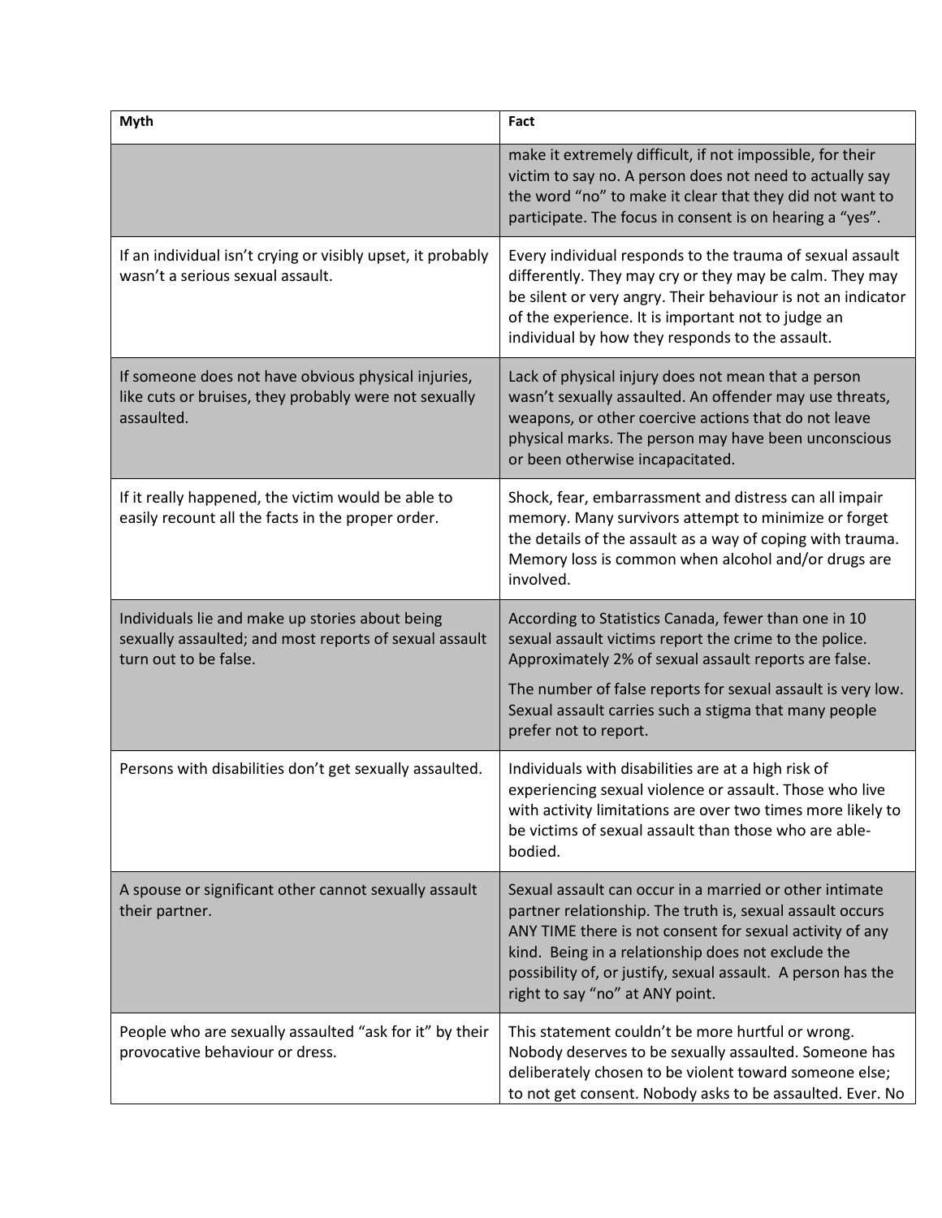| Myth | Fact |
| --- | --- |
| | make it extremely difficult, if not impossible, for their victim to say no. A person does not need to actually say the word "no" to make it clear that they did not want to participate. The focus in consent is on hearing a "yes". |
| If an individual isn't crying or visibly upset, it probably wasn't a serious sexual assault. | Every individual responds to the trauma of sexual assault differently. They may cry or they may be calm. They may be silent or very angry. Their behaviour is not an indicator of the experience. It is important not to judge an individual by how they responds to the assault. |
| If someone does not have obvious physical injuries, like cuts or bruises, they probably were not sexually assaulted. | Lack of physical injury does not mean that a person wasn't sexually assaulted. An offender may use threats, weapons, or other coercive actions that do not leave physical marks. The person may have been unconscious or been otherwise incapacitated. |
| If it really happened, the victim would be able to easily recount all the facts in the proper order. | Shock, fear, embarrassment and distress can all impair memory. Many survivors attempt to minimize or forget the details of the assault as a way of coping with trauma. Memory loss is common when alcohol and/or drugs are involved. |
| Individuals lie and make up stories about being sexually assaulted; and most reports of sexual assault turn out to be false. | According to Statistics Canada, fewer than one in 10 sexual assault victims report the crime to the police. Approximately 2% of sexual assault reports are false.<br><br>The number of false reports for sexual assault is very low. Sexual assault carries such a stigma that many people prefer not to report. |
| Persons with disabilities don't get sexually assaulted. | Individuals with disabilities are at a high risk of experiencing sexual violence or assault. Those who live with activity limitations are over two times more likely to be victims of sexual assault than those who are able-bodied. |
| A spouse or significant other cannot sexually assault their partner. | Sexual assault can occur in a married or other intimate partner relationship. The truth is, sexual assault occurs ANY TIME there is not consent for sexual activity of any kind. Being in a relationship does not exclude the possibility of, or justify, sexual assault. A person has the right to say "no" at ANY point. |
| People who are sexually assaulted "ask for it" by their provocative behaviour or dress. | This statement couldn't be more hurtful or wrong. Nobody deserves to be sexually assaulted. Someone has deliberately chosen to be violent toward someone else; to not get consent. Nobody asks to be assaulted. Ever. No |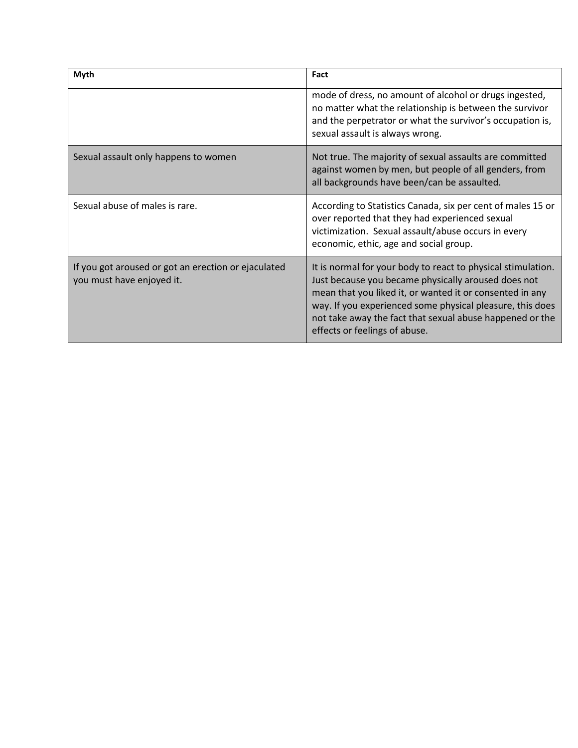| Myth | Fact |
| --- | --- |
| | mode of dress, no amount of alcohol or drugs ingested, no matter what the relationship is between the survivor and the perpetrator or what the survivor's occupation is, sexual assault is always wrong. |
| Sexual assault only happens to women | Not true. The majority of sexual assaults are committed against women by men, but people of all genders, from all backgrounds have been/can be assaulted. |
| Sexual abuse of males is rare. | According to Statistics Canada, six per cent of males 15 or over reported that they had experienced sexual victimization.  Sexual assault/abuse occurs in every economic, ethic, age and social group. |
| If you got aroused or got an erection or ejaculated you must have enjoyed it. | It is normal for your body to react to physical stimulation. Just because you became physically aroused does not mean that you liked it, or wanted it or consented in any way. If you experienced some physical pleasure, this does not take away the fact that sexual abuse happened or the effects or feelings of abuse. |